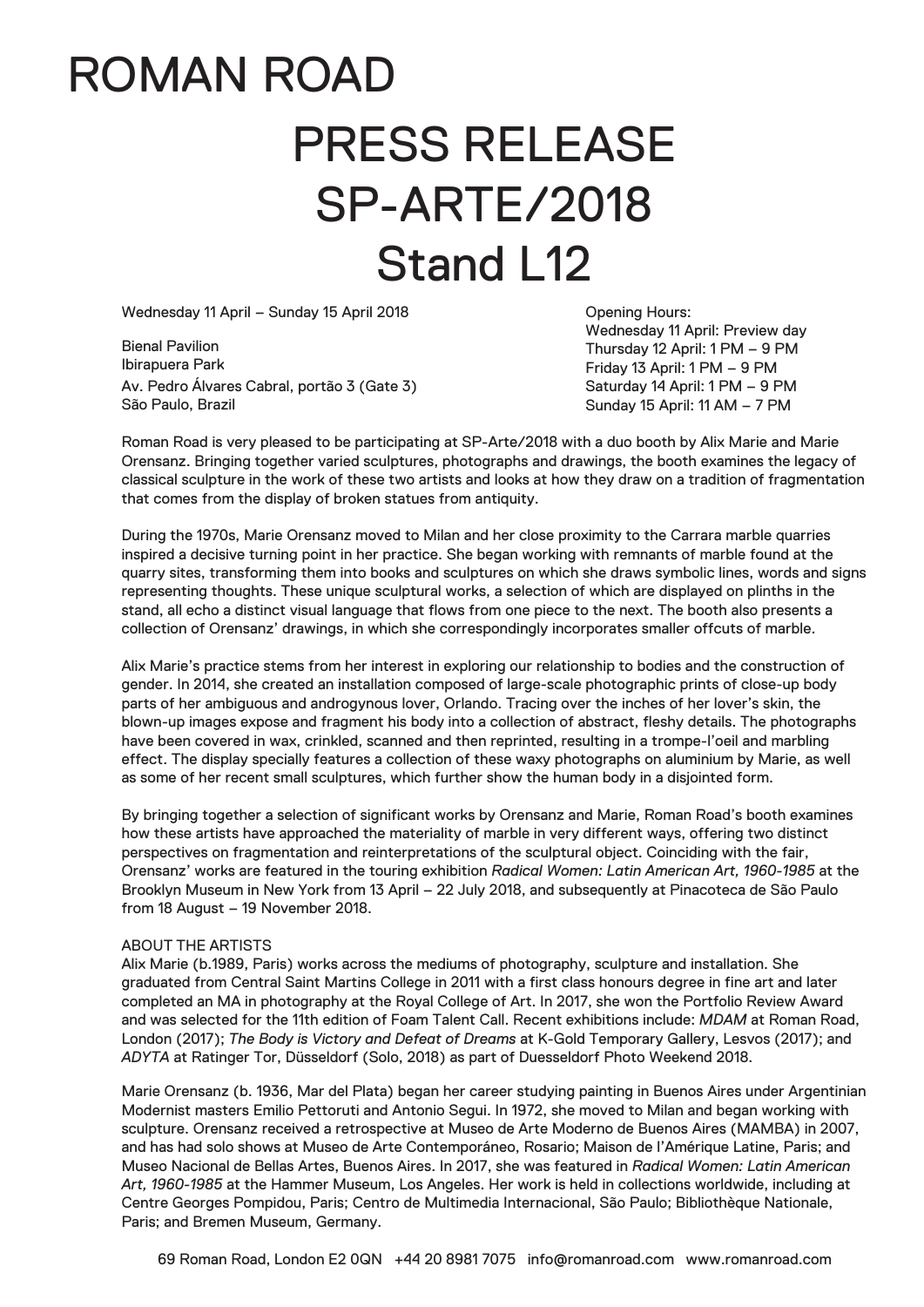# ROMAN ROAD

# PRESS RELEASE
# SP-ARTE/2018
# Stand L12

Wednesday 11 April – Sunday 15 April 2018

Bienal Pavilion
Ibirapuera Park
Av. Pedro Álvares Cabral, portão 3 (Gate 3)
São Paulo, Brazil

Opening Hours:
Wednesday 11 April: Preview day
Thursday 12 April: 1 PM – 9 PM
Friday 13 April: 1 PM – 9 PM
Saturday 14 April: 1 PM – 9 PM
Sunday 15 April: 11 AM – 7 PM

Roman Road is very pleased to be participating at SP-Arte/2018 with a duo booth by Alix Marie and Marie Orensanz. Bringing together varied sculptures, photographs and drawings, the booth examines the legacy of classical sculpture in the work of these two artists and looks at how they draw on a tradition of fragmentation that comes from the display of broken statues from antiquity.

During the 1970s, Marie Orensanz moved to Milan and her close proximity to the Carrara marble quarries inspired a decisive turning point in her practice. She began working with remnants of marble found at the quarry sites, transforming them into books and sculptures on which she draws symbolic lines, words and signs representing thoughts. These unique sculptural works, a selection of which are displayed on plinths in the stand, all echo a distinct visual language that flows from one piece to the next. The booth also presents a collection of Orensanz' drawings, in which she correspondingly incorporates smaller offcuts of marble.

Alix Marie's practice stems from her interest in exploring our relationship to bodies and the construction of gender. In 2014, she created an installation composed of large-scale photographic prints of close-up body parts of her ambiguous and androgynous lover, Orlando. Tracing over the inches of her lover's skin, the blown-up images expose and fragment his body into a collection of abstract, fleshy details. The photographs have been covered in wax, crinkled, scanned and then reprinted, resulting in a trompe-l'oeil and marbling effect. The display specially features a collection of these waxy photographs on aluminium by Marie, as well as some of her recent small sculptures, which further show the human body in a disjointed form.

By bringing together a selection of significant works by Orensanz and Marie, Roman Road's booth examines how these artists have approached the materiality of marble in very different ways, offering two distinct perspectives on fragmentation and reinterpretations of the sculptural object. Coinciding with the fair, Orensanz' works are featured in the touring exhibition *Radical Women: Latin American Art, 1960-1985* at the Brooklyn Museum in New York from 13 April – 22 July 2018, and subsequently at Pinacoteca de São Paulo from 18 August – 19 November 2018.

ABOUT THE ARTISTS

Alix Marie (b.1989, Paris) works across the mediums of photography, sculpture and installation. She graduated from Central Saint Martins College in 2011 with a first class honours degree in fine art and later completed an MA in photography at the Royal College of Art. In 2017, she won the Portfolio Review Award and was selected for the 11th edition of Foam Talent Call. Recent exhibitions include: *MDAM* at Roman Road, London (2017); *The Body is Victory and Defeat of Dreams* at K-Gold Temporary Gallery, Lesvos (2017); and *ADYTA* at Ratinger Tor, Düsseldorf (Solo, 2018) as part of Duesseldorf Photo Weekend 2018.

Marie Orensanz (b. 1936, Mar del Plata) began her career studying painting in Buenos Aires under Argentinian Modernist masters Emilio Pettoruti and Antonio Segui. In 1972, she moved to Milan and began working with sculpture. Orensanz received a retrospective at Museo de Arte Moderno de Buenos Aires (MAMBA) in 2007, and has had solo shows at Museo de Arte Contemporáneo, Rosario; Maison de l'Amérique Latine, Paris; and Museo Nacional de Bellas Artes, Buenos Aires. In 2017, she was featured in *Radical Women: Latin American Art, 1960-1985* at the Hammer Museum, Los Angeles. Her work is held in collections worldwide, including at Centre Georges Pompidou, Paris; Centro de Multimedia Internacional, São Paulo; Bibliothèque Nationale, Paris; and Bremen Museum, Germany.

69 Roman Road, London E2 0QN +44 20 8981 7075 info@romanroad.com www.romanroad.com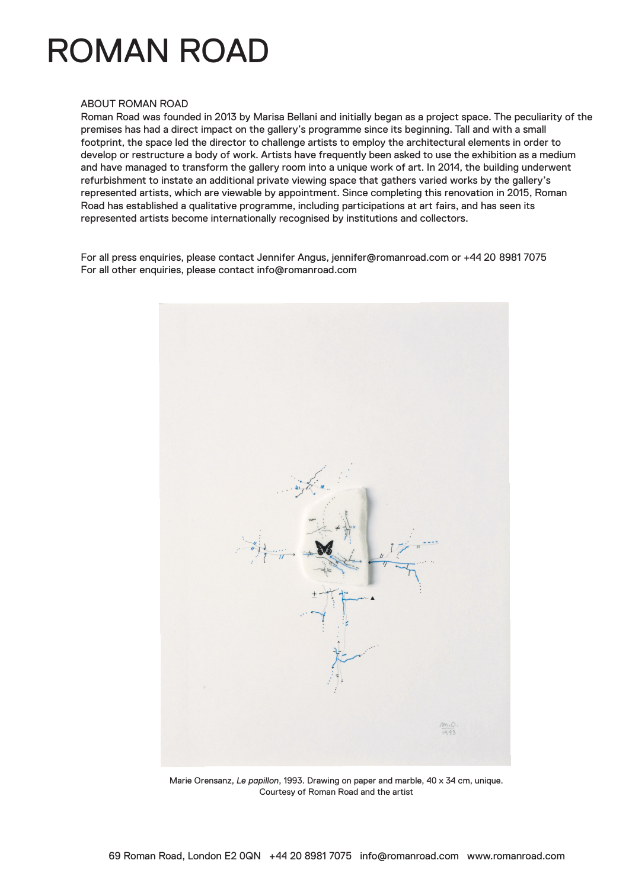# ROMAN ROAD

ABOUT ROMAN ROAD

Roman Road was founded in 2013 by Marisa Bellani and initially began as a project space. The peculiarity of the premises has had a direct impact on the gallery's programme since its beginning. Tall and with a small footprint, the space led the director to challenge artists to employ the architectural elements in order to develop or restructure a body of work. Artists have frequently been asked to use the exhibition as a medium and have managed to transform the gallery room into a unique work of art. In 2014, the building underwent refurbishment to instate an additional private viewing space that gathers varied works by the gallery's represented artists, which are viewable by appointment. Since completing this renovation in 2015, Roman Road has established a qualitative programme, including participations at art fairs, and has seen its represented artists become internationally recognised by institutions and collectors.

For all press enquiries, please contact Jennifer Angus, jennifer@romanroad.com or +44 20 8981 7075
For all other enquiries, please contact info@romanroad.com

Marie Orensanz, *Le papillon*, 1993. Drawing on paper and marble, 40 x 34 cm, unique.
Courtesy of Roman Road and the artist

69 Roman Road, London E2 0QN +44 20 8981 7075 info@romanroad.com www.romanroad.com